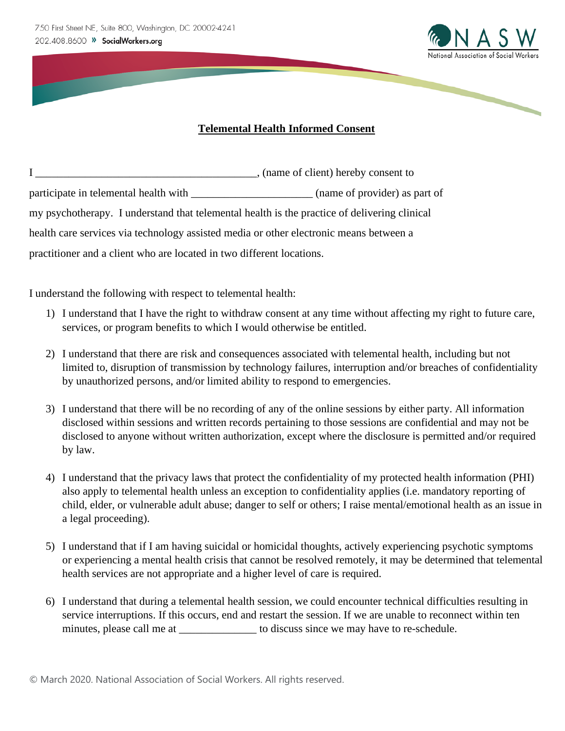750 First Street NE, Suite 800, Washington, DC 20002-4241
202.408.8600 » SocialWorkers.org

NASW
National Association of Social Workers

**Telemental Health Informed Consent**

I ________________________________________, (name of client) hereby consent to participate in telemental health with _____________________ (name of provider) as part of my psychotherapy. I understand that telemental health is the practice of delivering clinical health care services via technology assisted media or other electronic means between a practitioner and a client who are located in two different locations.

I understand the following with respect to telemental health:

1) I understand that I have the right to withdraw consent at any time without affecting my right to future care, services, or program benefits to which I would otherwise be entitled.

2) I understand that there are risk and consequences associated with telemental health, including but not limited to, disruption of transmission by technology failures, interruption and/or breaches of confidentiality by unauthorized persons, and/or limited ability to respond to emergencies.

3) I understand that there will be no recording of any of the online sessions by either party. All information disclosed within sessions and written records pertaining to those sessions are confidential and may not be disclosed to anyone without written authorization, except where the disclosure is permitted and/or required by law.

4) I understand that the privacy laws that protect the confidentiality of my protected health information (PHI) also apply to telemental health unless an exception to confidentiality applies (i.e. mandatory reporting of child, elder, or vulnerable adult abuse; danger to self or others; I raise mental/emotional health as an issue in a legal proceeding).

5) I understand that if I am having suicidal or homicidal thoughts, actively experiencing psychotic symptoms or experiencing a mental health crisis that cannot be resolved remotely, it may be determined that telemental health services are not appropriate and a higher level of care is required.

6) I understand that during a telemental health session, we could encounter technical difficulties resulting in service interruptions. If this occurs, end and restart the session. If we are unable to reconnect within ten minutes, please call me at ______________ to discuss since we may have to re-schedule.

© March 2020. National Association of Social Workers. All rights reserved.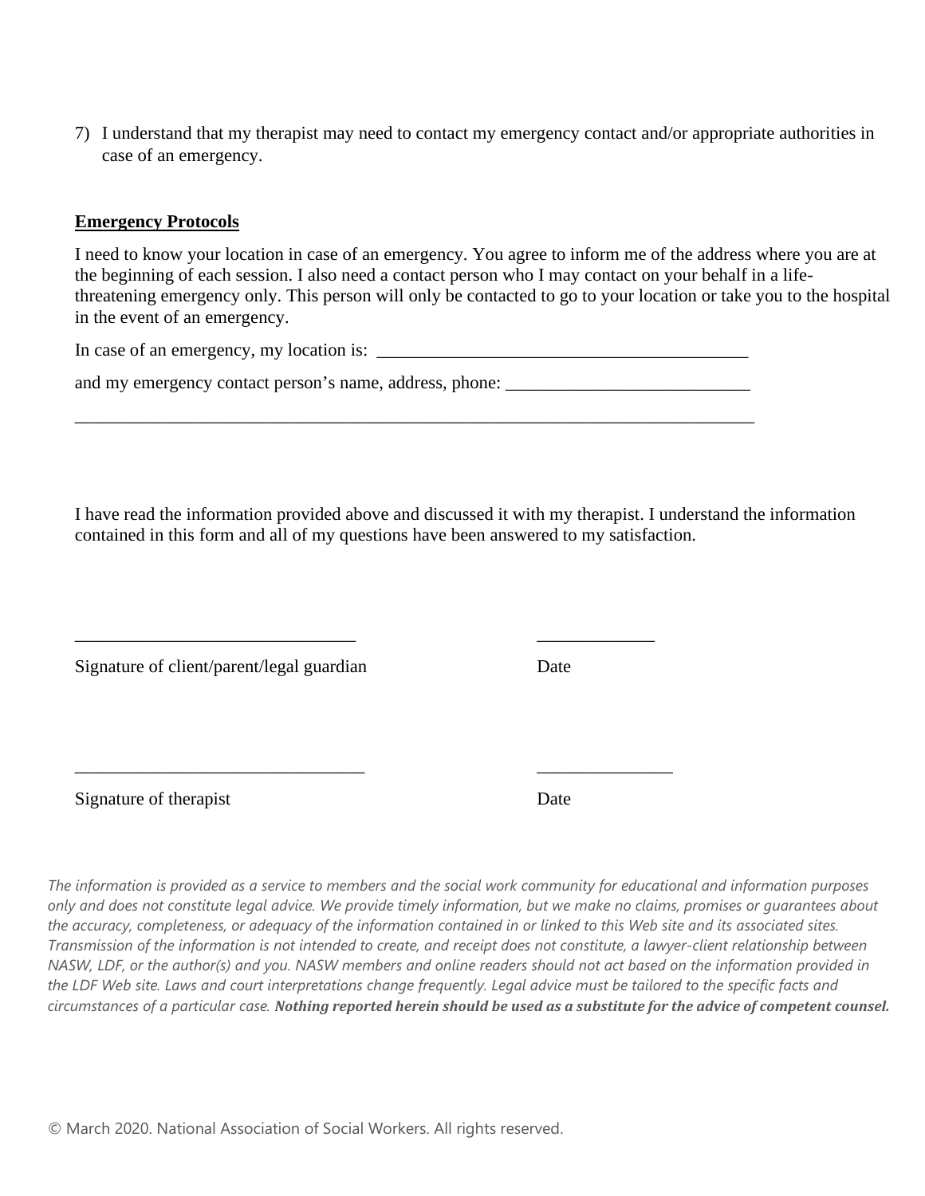7) I understand that my therapist may need to contact my emergency contact and/or appropriate authorities in case of an emergency.

**Emergency Protocols**

I need to know your location in case of an emergency. You agree to inform me of the address where you are at the beginning of each session. I also need a contact person who I may contact on your behalf in a life-threatening emergency only. This person will only be contacted to go to your location or take you to the hospital in the event of an emergency.

In case of an emergency, my location is: ________________________________________

and my emergency contact person's name, address, phone: ___________________________

___________________________________________________________________________

I have read the information provided above and discussed it with my therapist. I understand the information contained in this form and all of my questions have been answered to my satisfaction.

_______________________________ _____________

Signature of client/parent/legal guardian Date

________________________________ _______________

Signature of therapist Date

*The information is provided as a service to members and the social work community for educational and information purposes only and does not constitute legal advice. We provide timely information, but we make no claims, promises or guarantees about the accuracy, completeness, or adequacy of the information contained in or linked to this Web site and its associated sites. Transmission of the information is not intended to create, and receipt does not constitute, a lawyer-client relationship between NASW, LDF, or the author(s) and you. NASW members and online readers should not act based on the information provided in the LDF Web site. Laws and court interpretations change frequently. Legal advice must be tailored to the specific facts and circumstances of a particular case.* ***Nothing reported herein should be used as a substitute for the advice of competent counsel.***

© March 2020. National Association of Social Workers. All rights reserved.